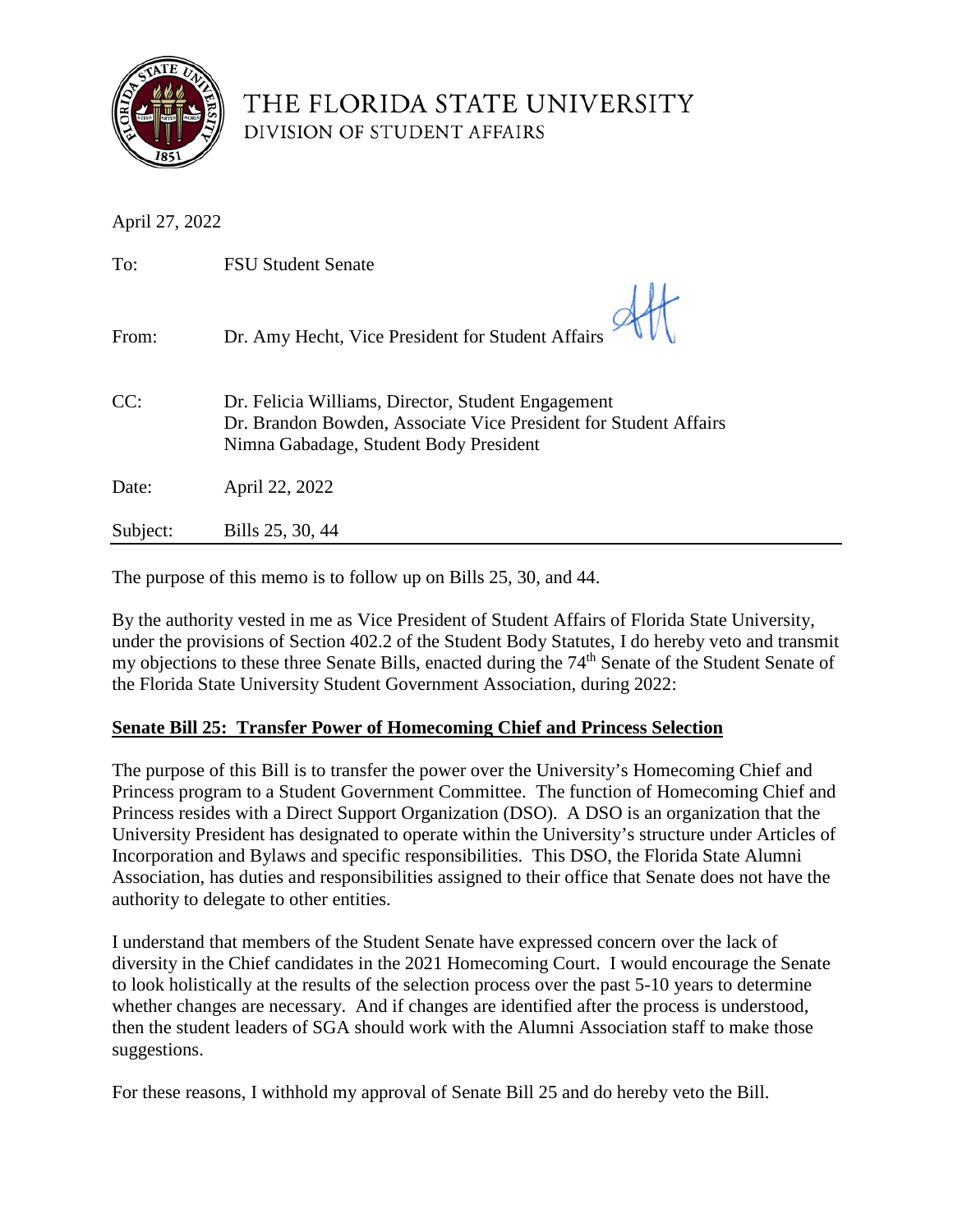# THE FLORIDA STATE UNIVERSITY
DIVISION OF STUDENT AFFAIRS

April 27, 2022

| | |
|---|---|
| To: | FSU Student Senate |
| From: | Dr. Amy Hecht, Vice President for Student Affairs |
| CC: | Dr. Felicia Williams, Director, Student Engagement<br>Dr. Brandon Bowden, Associate Vice President for Student Affairs<br>Nimna Gabadage, Student Body President |
| Date: | April 22, 2022 |
| Subject: | Bills 25, 30, 44 |

The purpose of this memo is to follow up on Bills 25, 30, and 44.

By the authority vested in me as Vice President of Student Affairs of Florida State University, under the provisions of Section 402.2 of the Student Body Statutes, I do hereby veto and transmit my objections to these three Senate Bills, enacted during the 74th Senate of the Student Senate of the Florida State University Student Government Association, during 2022:

**Senate Bill 25: Transfer Power of Homecoming Chief and Princess Selection**

The purpose of this Bill is to transfer the power over the University's Homecoming Chief and Princess program to a Student Government Committee. The function of Homecoming Chief and Princess resides with a Direct Support Organization (DSO). A DSO is an organization that the University President has designated to operate within the University's structure under Articles of Incorporation and Bylaws and specific responsibilities. This DSO, the Florida State Alumni Association, has duties and responsibilities assigned to their office that Senate does not have the authority to delegate to other entities.

I understand that members of the Student Senate have expressed concern over the lack of diversity in the Chief candidates in the 2021 Homecoming Court. I would encourage the Senate to look holistically at the results of the selection process over the past 5-10 years to determine whether changes are necessary. And if changes are identified after the process is understood, then the student leaders of SGA should work with the Alumni Association staff to make those suggestions.

For these reasons, I withhold my approval of Senate Bill 25 and do hereby veto the Bill.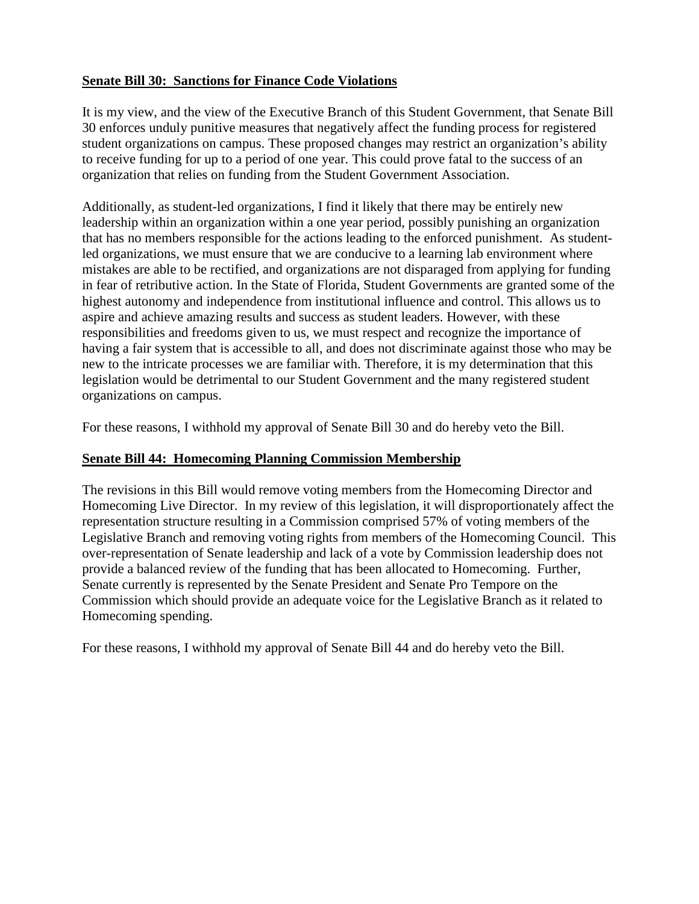**<u>Senate Bill 30: Sanctions for Finance Code Violations</u>**

It is my view, and the view of the Executive Branch of this Student Government, that Senate Bill 30 enforces unduly punitive measures that negatively affect the funding process for registered student organizations on campus. These proposed changes may restrict an organization's ability to receive funding for up to a period of one year. This could prove fatal to the success of an organization that relies on funding from the Student Government Association.

Additionally, as student-led organizations, I find it likely that there may be entirely new leadership within an organization within a one year period, possibly punishing an organization that has no members responsible for the actions leading to the enforced punishment. As student-led organizations, we must ensure that we are conducive to a learning lab environment where mistakes are able to be rectified, and organizations are not disparaged from applying for funding in fear of retributive action. In the State of Florida, Student Governments are granted some of the highest autonomy and independence from institutional influence and control. This allows us to aspire and achieve amazing results and success as student leaders. However, with these responsibilities and freedoms given to us, we must respect and recognize the importance of having a fair system that is accessible to all, and does not discriminate against those who may be new to the intricate processes we are familiar with. Therefore, it is my determination that this legislation would be detrimental to our Student Government and the many registered student organizations on campus.

For these reasons, I withhold my approval of Senate Bill 30 and do hereby veto the Bill.

**<u>Senate Bill 44: Homecoming Planning Commission Membership</u>**

The revisions in this Bill would remove voting members from the Homecoming Director and Homecoming Live Director. In my review of this legislation, it will disproportionately affect the representation structure resulting in a Commission comprised 57% of voting members of the Legislative Branch and removing voting rights from members of the Homecoming Council. This over-representation of Senate leadership and lack of a vote by Commission leadership does not provide a balanced review of the funding that has been allocated to Homecoming. Further, Senate currently is represented by the Senate President and Senate Pro Tempore on the Commission which should provide an adequate voice for the Legislative Branch as it related to Homecoming spending.

For these reasons, I withhold my approval of Senate Bill 44 and do hereby veto the Bill.